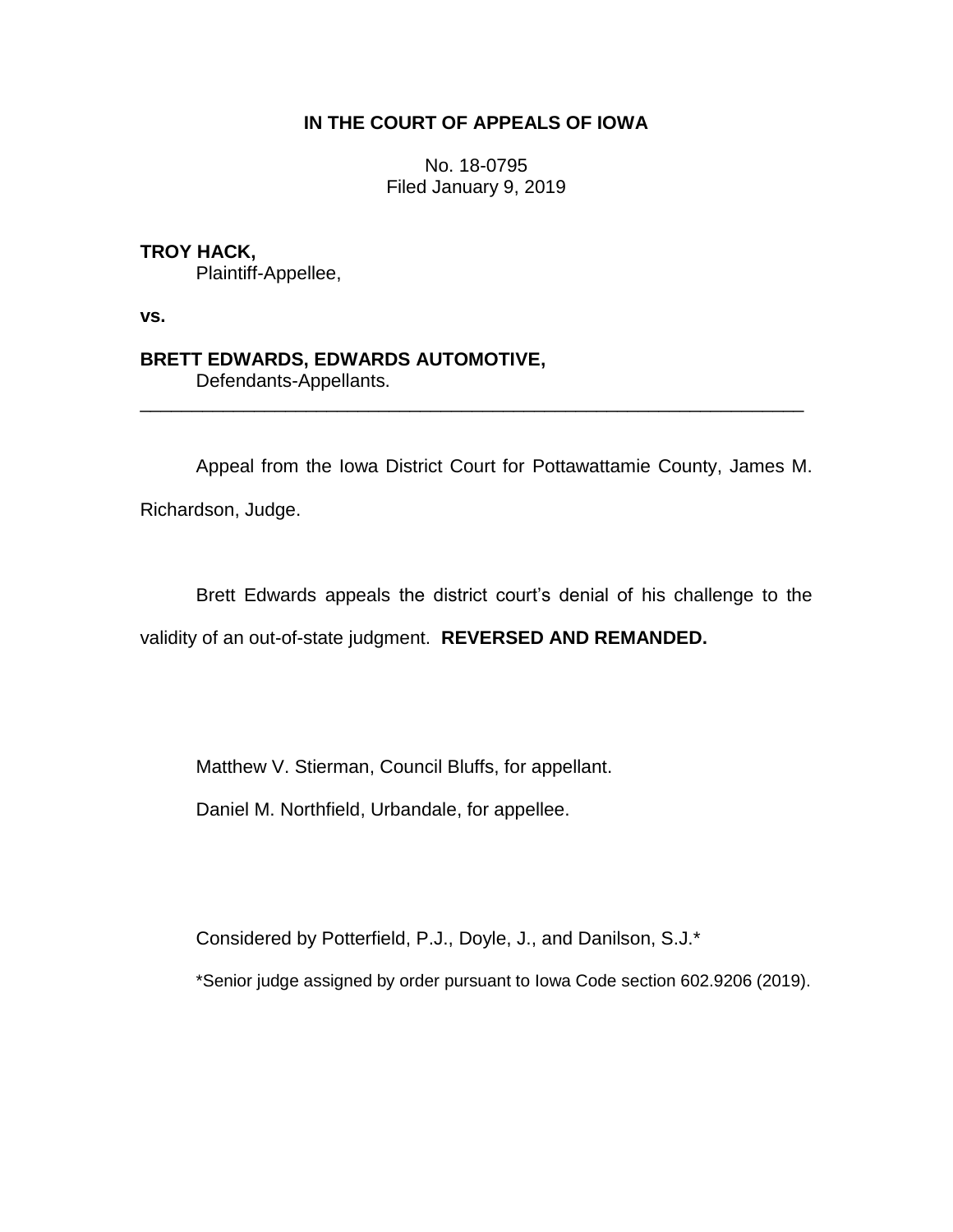**IN THE COURT OF APPEALS OF IOWA**

No. 18-0795
Filed January 9, 2019

**TROY HACK,**
Plaintiff-Appellee,

**vs.**

**BRETT EDWARDS, EDWARDS AUTOMOTIVE,**
Defendants-Appellants.

---

Appeal from the Iowa District Court for Pottawattamie County, James M. Richardson, Judge.

Brett Edwards appeals the district court's denial of his challenge to the validity of an out-of-state judgment. **REVERSED AND REMANDED.**

Matthew V. Stierman, Council Bluffs, for appellant.

Daniel M. Northfield, Urbandale, for appellee.

Considered by Potterfield, P.J., Doyle, J., and Danilson, S.J.*

*Senior judge assigned by order pursuant to Iowa Code section 602.9206 (2019).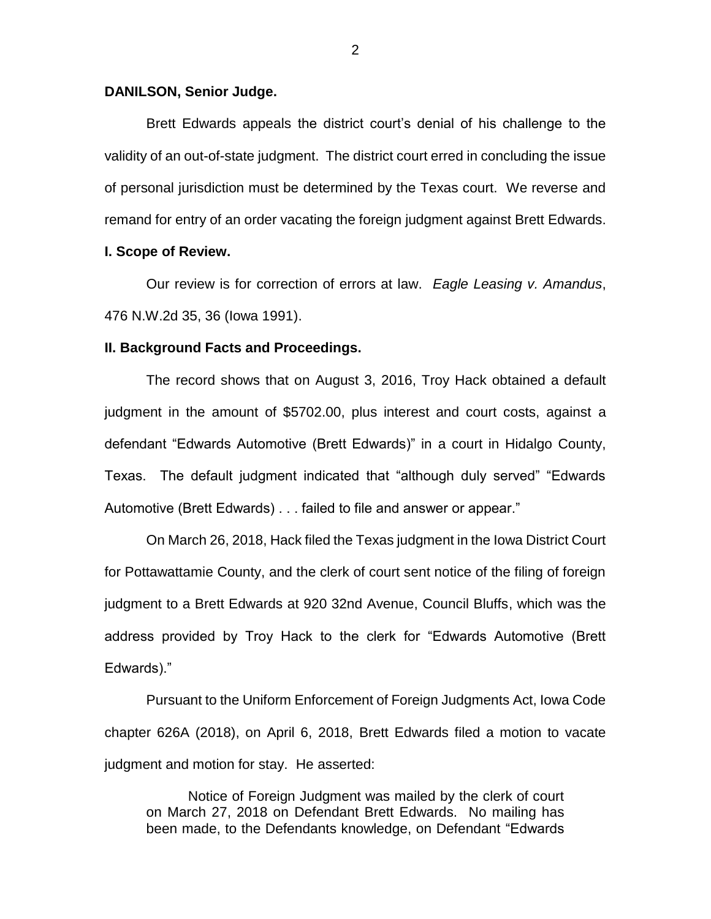**DANILSON, Senior Judge.**

Brett Edwards appeals the district court's denial of his challenge to the validity of an out-of-state judgment. The district court erred in concluding the issue of personal jurisdiction must be determined by the Texas court. We reverse and remand for entry of an order vacating the foreign judgment against Brett Edwards.

**I. Scope of Review.**

Our review is for correction of errors at law. *Eagle Leasing v. Amandus*, 476 N.W.2d 35, 36 (Iowa 1991).

**II. Background Facts and Proceedings.**

The record shows that on August 3, 2016, Troy Hack obtained a default judgment in the amount of $5702.00, plus interest and court costs, against a defendant "Edwards Automotive (Brett Edwards)" in a court in Hidalgo County, Texas. The default judgment indicated that "although duly served" "Edwards Automotive (Brett Edwards) . . . failed to file and answer or appear."

On March 26, 2018, Hack filed the Texas judgment in the Iowa District Court for Pottawattamie County, and the clerk of court sent notice of the filing of foreign judgment to a Brett Edwards at 920 32nd Avenue, Council Bluffs, which was the address provided by Troy Hack to the clerk for "Edwards Automotive (Brett Edwards)."

Pursuant to the Uniform Enforcement of Foreign Judgments Act, Iowa Code chapter 626A (2018), on April 6, 2018, Brett Edwards filed a motion to vacate judgment and motion for stay. He asserted:

> Notice of Foreign Judgment was mailed by the clerk of court on March 27, 2018 on Defendant Brett Edwards. No mailing has been made, to the Defendants knowledge, on Defendant "Edwards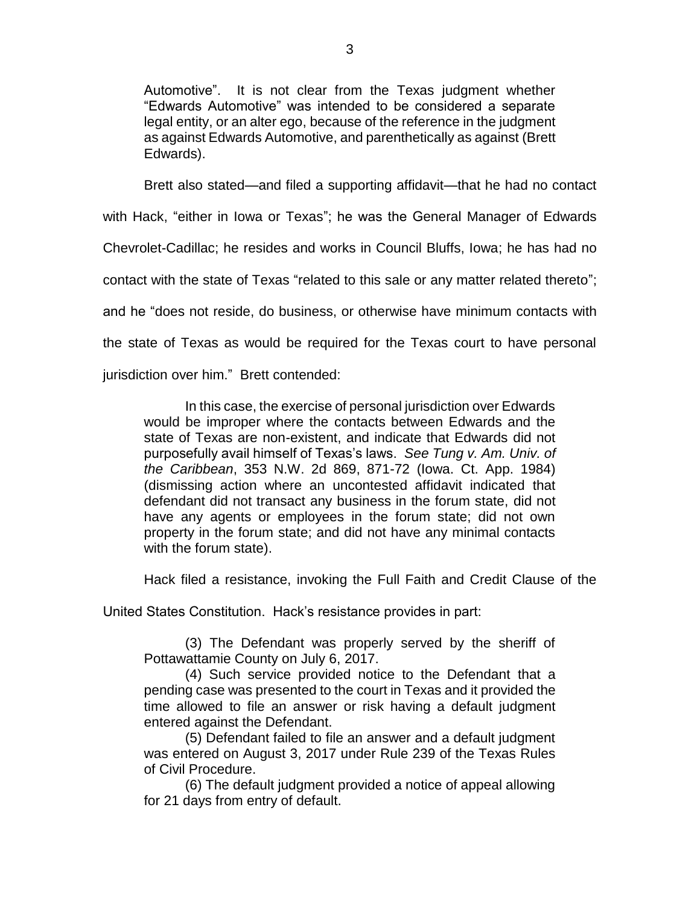> Automotive". It is not clear from the Texas judgment whether "Edwards Automotive" was intended to be considered a separate legal entity, or an alter ego, because of the reference in the judgment as against Edwards Automotive, and parenthetically as against (Brett Edwards).

Brett also stated—and filed a supporting affidavit—that he had no contact with Hack, "either in Iowa or Texas"; he was the General Manager of Edwards Chevrolet-Cadillac; he resides and works in Council Bluffs, Iowa; he has had no contact with the state of Texas "related to this sale or any matter related thereto"; and he "does not reside, do business, or otherwise have minimum contacts with the state of Texas as would be required for the Texas court to have personal jurisdiction over him." Brett contended:

> In this case, the exercise of personal jurisdiction over Edwards would be improper where the contacts between Edwards and the state of Texas are non-existent, and indicate that Edwards did not purposefully avail himself of Texas's laws. *See Tung v. Am. Univ. of the Caribbean*, 353 N.W. 2d 869, 871-72 (Iowa. Ct. App. 1984) (dismissing action where an uncontested affidavit indicated that defendant did not transact any business in the forum state, did not have any agents or employees in the forum state; did not own property in the forum state; and did not have any minimal contacts with the forum state).

Hack filed a resistance, invoking the Full Faith and Credit Clause of the United States Constitution. Hack's resistance provides in part:

> (3) The Defendant was properly served by the sheriff of Pottawattamie County on July 6, 2017.
>
> (4) Such service provided notice to the Defendant that a pending case was presented to the court in Texas and it provided the time allowed to file an answer or risk having a default judgment entered against the Defendant.
>
> (5) Defendant failed to file an answer and a default judgment was entered on August 3, 2017 under Rule 239 of the Texas Rules of Civil Procedure.
>
> (6) The default judgment provided a notice of appeal allowing for 21 days from entry of default.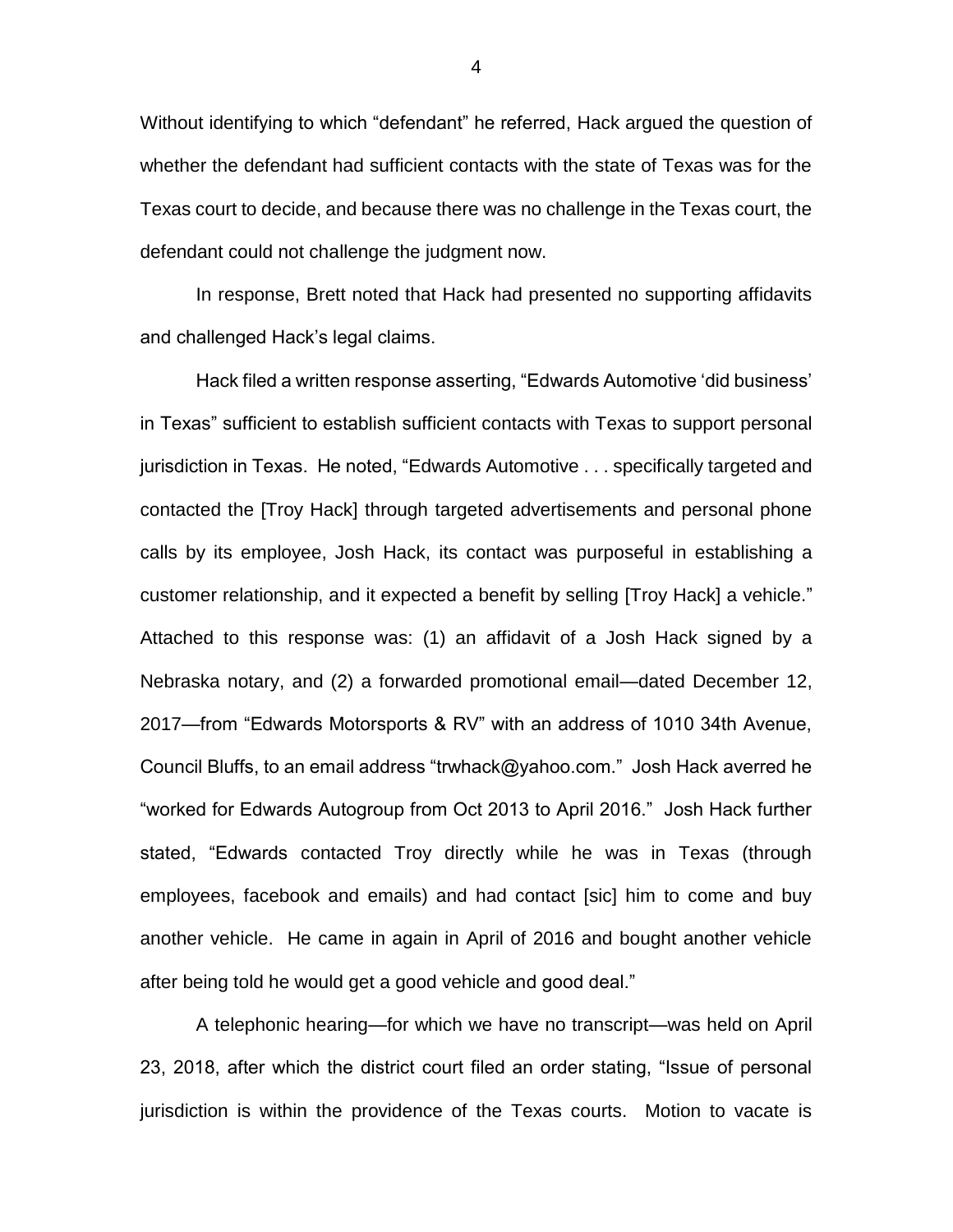Without identifying to which "defendant" he referred, Hack argued the question of whether the defendant had sufficient contacts with the state of Texas was for the Texas court to decide, and because there was no challenge in the Texas court, the defendant could not challenge the judgment now.

In response, Brett noted that Hack had presented no supporting affidavits and challenged Hack's legal claims.

Hack filed a written response asserting, "Edwards Automotive 'did business' in Texas" sufficient to establish sufficient contacts with Texas to support personal jurisdiction in Texas. He noted, "Edwards Automotive . . . specifically targeted and contacted the [Troy Hack] through targeted advertisements and personal phone calls by its employee, Josh Hack, its contact was purposeful in establishing a customer relationship, and it expected a benefit by selling [Troy Hack] a vehicle." Attached to this response was: (1) an affidavit of a Josh Hack signed by a Nebraska notary, and (2) a forwarded promotional email—dated December 12, 2017—from "Edwards Motorsports & RV" with an address of 1010 34th Avenue, Council Bluffs, to an email address "trwhack@yahoo.com." Josh Hack averred he "worked for Edwards Autogroup from Oct 2013 to April 2016." Josh Hack further stated, "Edwards contacted Troy directly while he was in Texas (through employees, facebook and emails) and had contact [sic] him to come and buy another vehicle. He came in again in April of 2016 and bought another vehicle after being told he would get a good vehicle and good deal."

A telephonic hearing—for which we have no transcript—was held on April 23, 2018, after which the district court filed an order stating, "Issue of personal jurisdiction is within the providence of the Texas courts. Motion to vacate is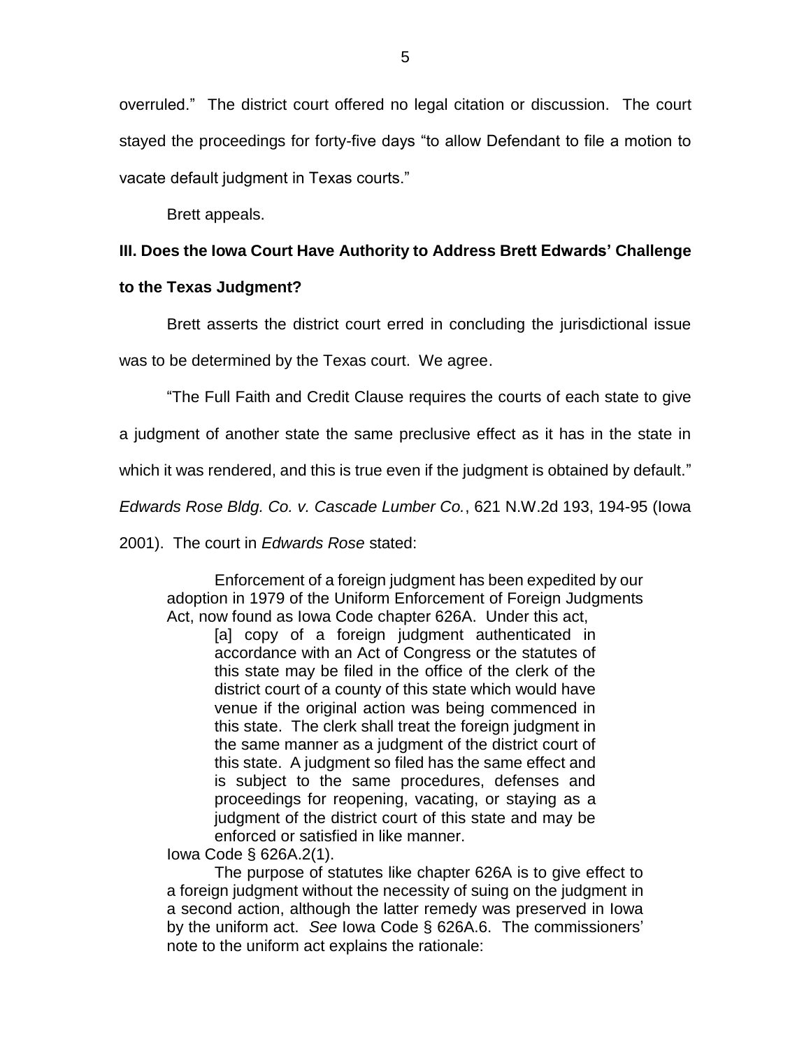overruled." The district court offered no legal citation or discussion. The court stayed the proceedings for forty-five days "to allow Defendant to file a motion to vacate default judgment in Texas courts."

Brett appeals.

**III. Does the Iowa Court Have Authority to Address Brett Edwards' Challenge to the Texas Judgment?**

Brett asserts the district court erred in concluding the jurisdictional issue was to be determined by the Texas court. We agree.

"The Full Faith and Credit Clause requires the courts of each state to give a judgment of another state the same preclusive effect as it has in the state in which it was rendered, and this is true even if the judgment is obtained by default." *Edwards Rose Bldg. Co. v. Cascade Lumber Co.*, 621 N.W.2d 193, 194-95 (Iowa 2001). The court in *Edwards Rose* stated:

> Enforcement of a foreign judgment has been expedited by our adoption in 1979 of the Uniform Enforcement of Foreign Judgments Act, now found as Iowa Code chapter 626A. Under this act,
>
>> [a] copy of a foreign judgment authenticated in accordance with an Act of Congress or the statutes of this state may be filed in the office of the clerk of the district court of a county of this state which would have venue if the original action was being commenced in this state. The clerk shall treat the foreign judgment in the same manner as a judgment of the district court of this state. A judgment so filed has the same effect and is subject to the same procedures, defenses and proceedings for reopening, vacating, or staying as a judgment of the district court of this state and may be enforced or satisfied in like manner.
>
> Iowa Code § 626A.2(1).
>
> The purpose of statutes like chapter 626A is to give effect to a foreign judgment without the necessity of suing on the judgment in a second action, although the latter remedy was preserved in Iowa by the uniform act. *See* Iowa Code § 626A.6. The commissioners' note to the uniform act explains the rationale: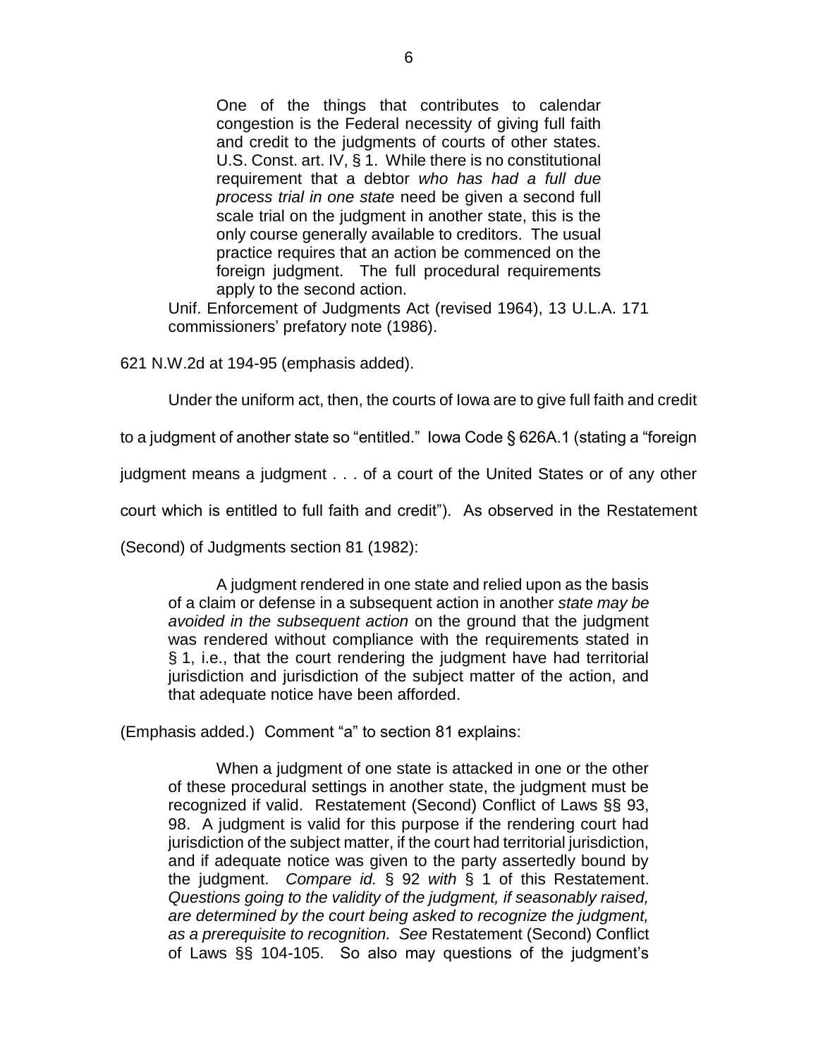> One of the things that contributes to calendar congestion is the Federal necessity of giving full faith and credit to the judgments of courts of other states. U.S. Const. art. IV, § 1. While there is no constitutional requirement that a debtor *who has had a full due process trial in one state* need be given a second full scale trial on the judgment in another state, this is the only course generally available to creditors. The usual practice requires that an action be commenced on the foreign judgment. The full procedural requirements apply to the second action.
>
> Unif. Enforcement of Judgments Act (revised 1964), 13 U.L.A. 171 commissioners' prefatory note (1986).

621 N.W.2d at 194-95 (emphasis added).

Under the uniform act, then, the courts of Iowa are to give full faith and credit to a judgment of another state so "entitled." Iowa Code § 626A.1 (stating a "foreign judgment means a judgment . . . of a court of the United States or of any other court which is entitled to full faith and credit"). As observed in the Restatement (Second) of Judgments section 81 (1982):

> A judgment rendered in one state and relied upon as the basis of a claim or defense in a subsequent action in another *state may be avoided in the subsequent action* on the ground that the judgment was rendered without compliance with the requirements stated in § 1, i.e., that the court rendering the judgment have had territorial jurisdiction and jurisdiction of the subject matter of the action, and that adequate notice have been afforded.

(Emphasis added.) Comment "a" to section 81 explains:

> When a judgment of one state is attacked in one or the other of these procedural settings in another state, the judgment must be recognized if valid. Restatement (Second) Conflict of Laws §§ 93, 98. A judgment is valid for this purpose if the rendering court had jurisdiction of the subject matter, if the court had territorial jurisdiction, and if adequate notice was given to the party assertedly bound by the judgment. *Compare id.* § 92 *with* § 1 of this Restatement. *Questions going to the validity of the judgment, if seasonably raised, are determined by the court being asked to recognize the judgment, as a prerequisite to recognition. See* Restatement (Second) Conflict of Laws §§ 104-105. So also may questions of the judgment's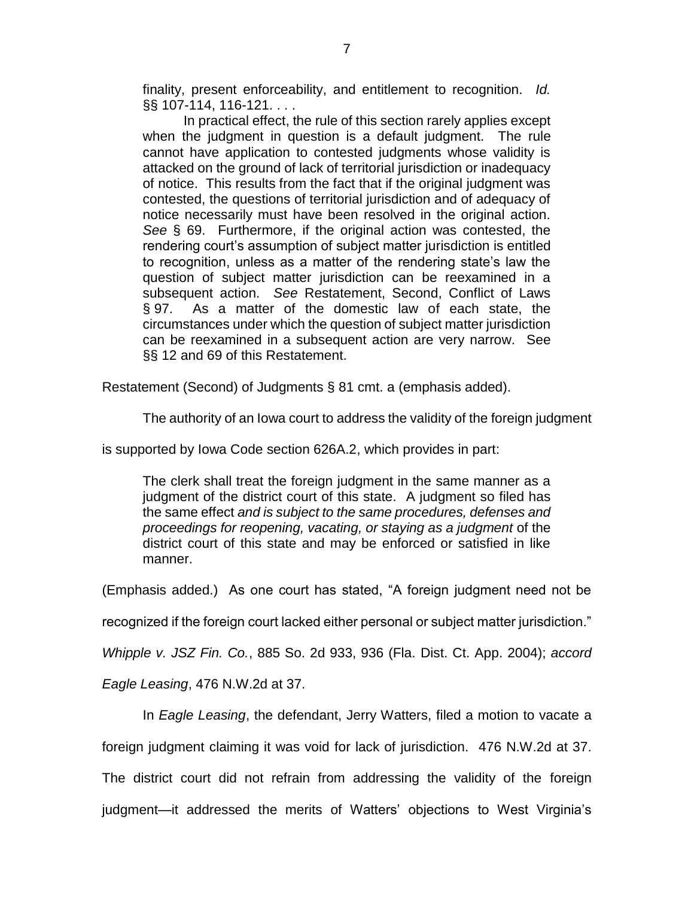> finality, present enforceability, and entitlement to recognition. *Id.* §§ 107-114, 116-121. . . .
>
> In practical effect, the rule of this section rarely applies except when the judgment in question is a default judgment. The rule cannot have application to contested judgments whose validity is attacked on the ground of lack of territorial jurisdiction or inadequacy of notice. This results from the fact that if the original judgment was contested, the questions of territorial jurisdiction and of adequacy of notice necessarily must have been resolved in the original action. *See* § 69. Furthermore, if the original action was contested, the rendering court's assumption of subject matter jurisdiction is entitled to recognition, unless as a matter of the rendering state's law the question of subject matter jurisdiction can be reexamined in a subsequent action. *See* Restatement, Second, Conflict of Laws § 97. As a matter of the domestic law of each state, the circumstances under which the question of subject matter jurisdiction can be reexamined in a subsequent action are very narrow. See §§ 12 and 69 of this Restatement.

Restatement (Second) of Judgments § 81 cmt. a (emphasis added).

The authority of an Iowa court to address the validity of the foreign judgment is supported by Iowa Code section 626A.2, which provides in part:

> The clerk shall treat the foreign judgment in the same manner as a judgment of the district court of this state. A judgment so filed has the same effect *and is subject to the same procedures, defenses and proceedings for reopening, vacating, or staying as a judgment* of the district court of this state and may be enforced or satisfied in like manner.

(Emphasis added.) As one court has stated, "A foreign judgment need not be recognized if the foreign court lacked either personal or subject matter jurisdiction." *Whipple v. JSZ Fin. Co.*, 885 So. 2d 933, 936 (Fla. Dist. Ct. App. 2004); *accord Eagle Leasing*, 476 N.W.2d at 37.

In *Eagle Leasing*, the defendant, Jerry Watters, filed a motion to vacate a foreign judgment claiming it was void for lack of jurisdiction. 476 N.W.2d at 37. The district court did not refrain from addressing the validity of the foreign judgment—it addressed the merits of Watters' objections to West Virginia's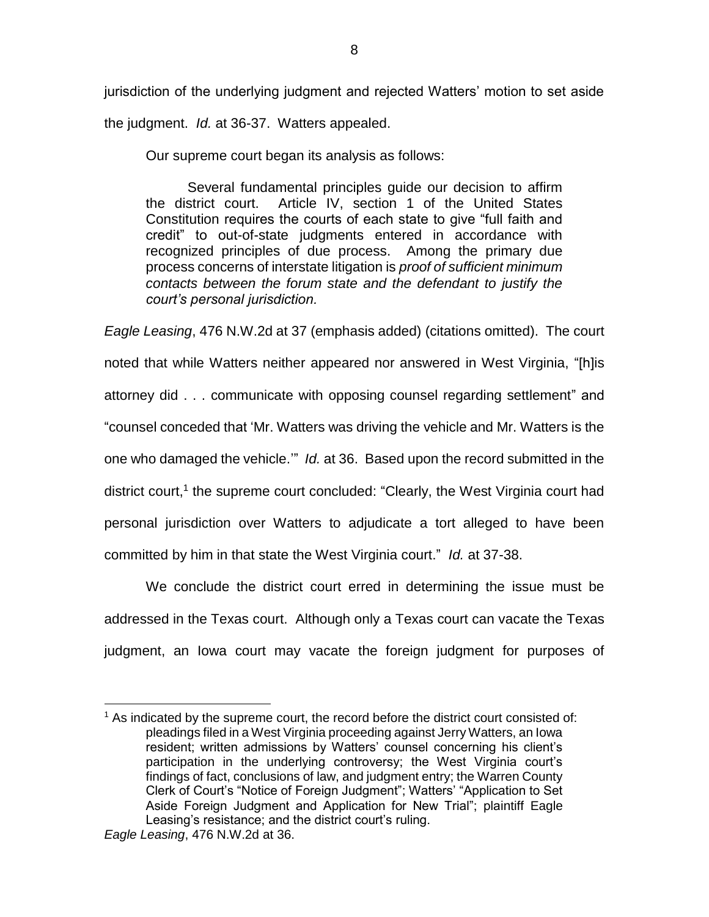jurisdiction of the underlying judgment and rejected Watters' motion to set aside the judgment. *Id.* at 36-37. Watters appealed.

Our supreme court began its analysis as follows:

> Several fundamental principles guide our decision to affirm the district court. Article IV, section 1 of the United States Constitution requires the courts of each state to give "full faith and credit" to out-of-state judgments entered in accordance with recognized principles of due process. Among the primary due process concerns of interstate litigation is *proof of sufficient minimum contacts between the forum state and the defendant to justify the court's personal jurisdiction.*

*Eagle Leasing*, 476 N.W.2d at 37 (emphasis added) (citations omitted). The court noted that while Watters neither appeared nor answered in West Virginia, "[h]is attorney did . . . communicate with opposing counsel regarding settlement" and "counsel conceded that 'Mr. Watters was driving the vehicle and Mr. Watters is the one who damaged the vehicle.'" *Id.* at 36. Based upon the record submitted in the district court,[1] the supreme court concluded: "Clearly, the West Virginia court had personal jurisdiction over Watters to adjudicate a tort alleged to have been committed by him in that state the West Virginia court." *Id.* at 37-38.

We conclude the district court erred in determining the issue must be addressed in the Texas court. Although only a Texas court can vacate the Texas judgment, an Iowa court may vacate the foreign judgment for purposes of

---

[1] As indicated by the supreme court, the record before the district court consisted of:

> pleadings filed in a West Virginia proceeding against Jerry Watters, an Iowa resident; written admissions by Watters' counsel concerning his client's participation in the underlying controversy; the West Virginia court's findings of fact, conclusions of law, and judgment entry; the Warren County Clerk of Court's "Notice of Foreign Judgment"; Watters' "Application to Set Aside Foreign Judgment and Application for New Trial"; plaintiff Eagle Leasing's resistance; and the district court's ruling.

*Eagle Leasing*, 476 N.W.2d at 36.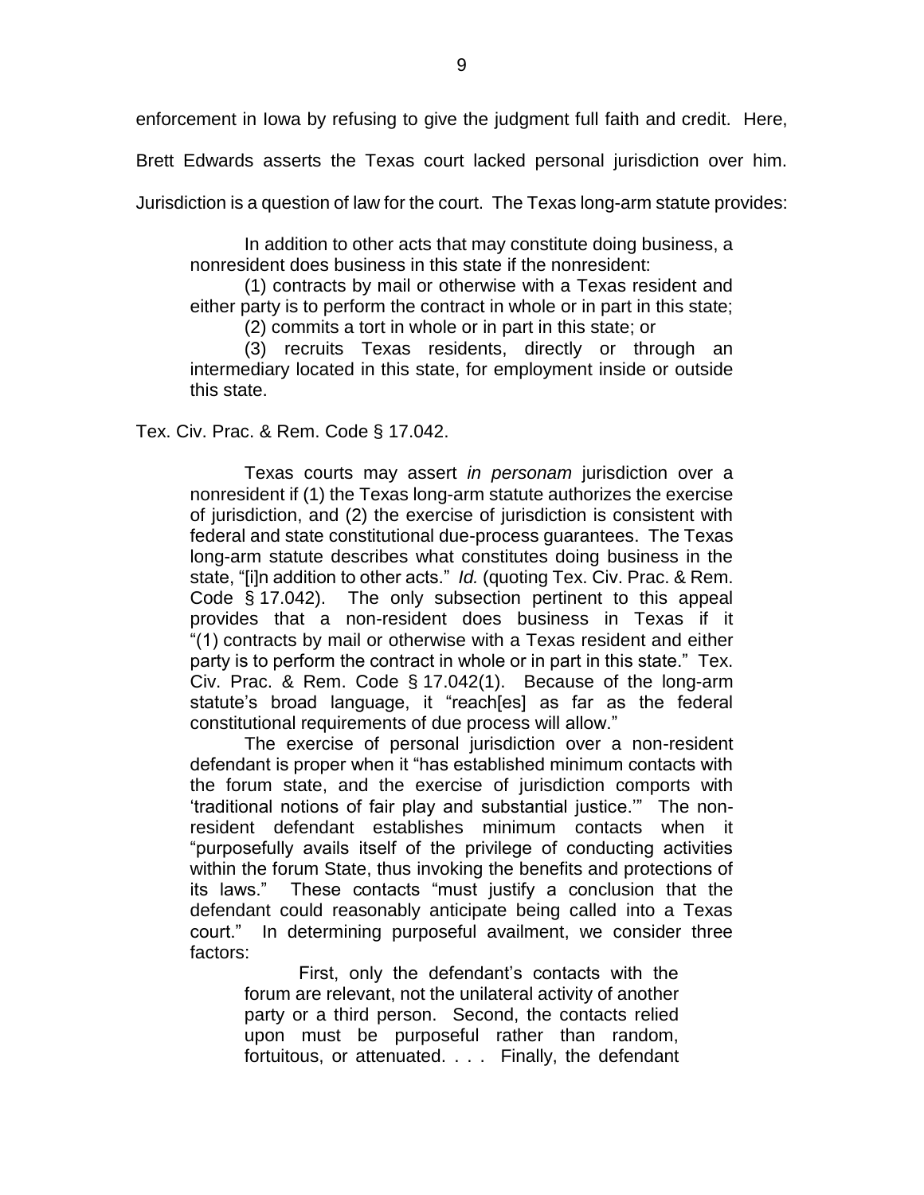enforcement in Iowa by refusing to give the judgment full faith and credit. Here, Brett Edwards asserts the Texas court lacked personal jurisdiction over him. Jurisdiction is a question of law for the court. The Texas long-arm statute provides:

> In addition to other acts that may constitute doing business, a nonresident does business in this state if the nonresident:
>
> (1) contracts by mail or otherwise with a Texas resident and either party is to perform the contract in whole or in part in this state;
>
> (2) commits a tort in whole or in part in this state; or
>
> (3) recruits Texas residents, directly or through an intermediary located in this state, for employment inside or outside this state.

Tex. Civ. Prac. & Rem. Code § 17.042.

> Texas courts may assert *in personam* jurisdiction over a nonresident if (1) the Texas long-arm statute authorizes the exercise of jurisdiction, and (2) the exercise of jurisdiction is consistent with federal and state constitutional due-process guarantees. The Texas long-arm statute describes what constitutes doing business in the state, "[i]n addition to other acts." *Id.* (quoting Tex. Civ. Prac. & Rem. Code § 17.042). The only subsection pertinent to this appeal provides that a non-resident does business in Texas if it "(1) contracts by mail or otherwise with a Texas resident and either party is to perform the contract in whole or in part in this state." Tex. Civ. Prac. & Rem. Code § 17.042(1). Because of the long-arm statute's broad language, it "reach[es] as far as the federal constitutional requirements of due process will allow."
>
> The exercise of personal jurisdiction over a non-resident defendant is proper when it "has established minimum contacts with the forum state, and the exercise of jurisdiction comports with 'traditional notions of fair play and substantial justice.'" The non-resident defendant establishes minimum contacts when it "purposefully avails itself of the privilege of conducting activities within the forum State, thus invoking the benefits and protections of its laws." These contacts "must justify a conclusion that the defendant could reasonably anticipate being called into a Texas court." In determining purposeful availment, we consider three factors:
>
> > First, only the defendant's contacts with the forum are relevant, not the unilateral activity of another party or a third person. Second, the contacts relied upon must be purposeful rather than random, fortuitous, or attenuated. . . . Finally, the defendant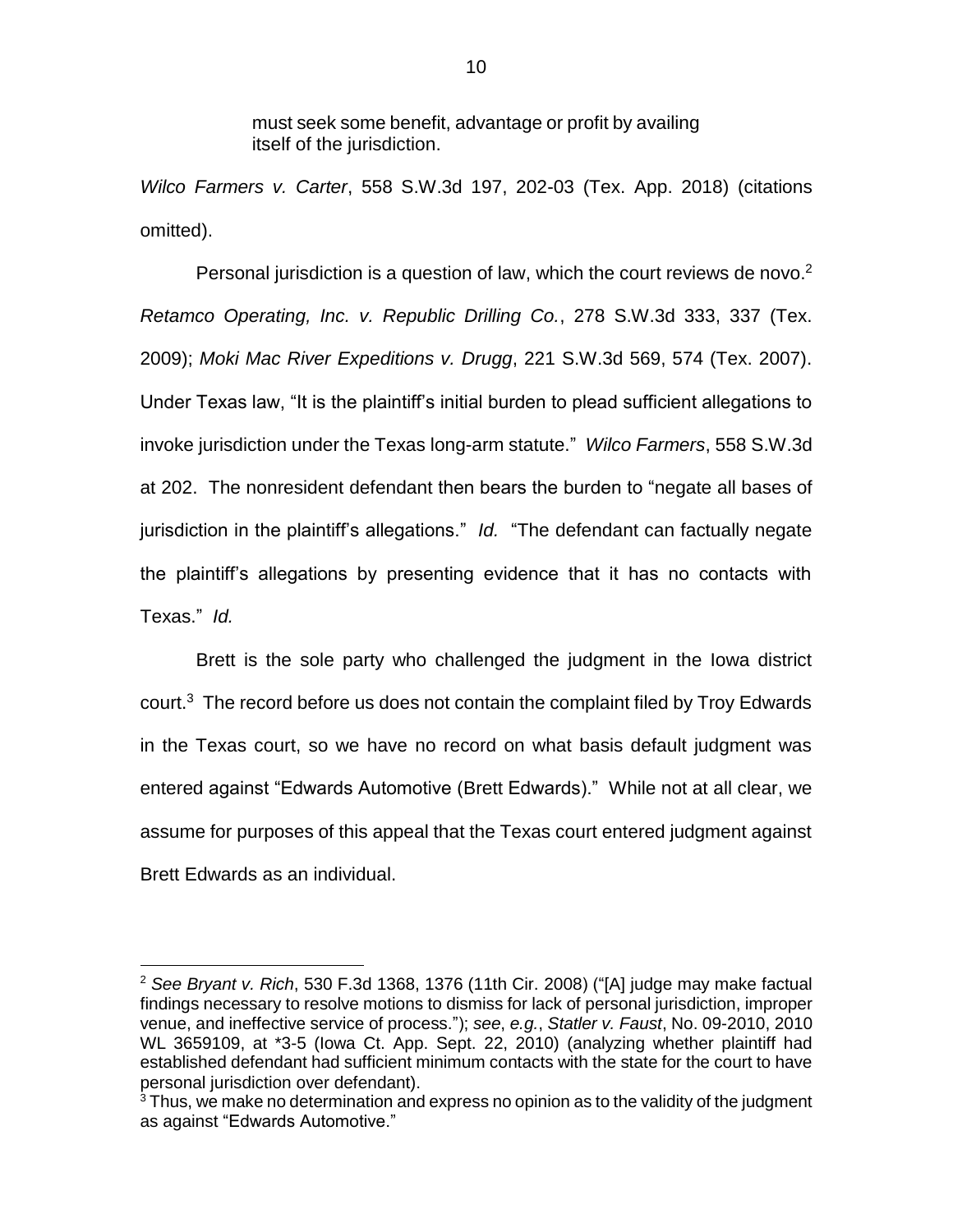> must seek some benefit, advantage or profit by availing itself of the jurisdiction.

*Wilco Farmers v. Carter*, 558 S.W.3d 197, 202-03 (Tex. App. 2018) (citations omitted).

Personal jurisdiction is a question of law, which the court reviews de novo.[2] *Retamco Operating, Inc. v. Republic Drilling Co.*, 278 S.W.3d 333, 337 (Tex. 2009); *Moki Mac River Expeditions v. Drugg*, 221 S.W.3d 569, 574 (Tex. 2007). Under Texas law, "It is the plaintiff's initial burden to plead sufficient allegations to invoke jurisdiction under the Texas long-arm statute." *Wilco Farmers*, 558 S.W.3d at 202. The nonresident defendant then bears the burden to "negate all bases of jurisdiction in the plaintiff's allegations." *Id.* "The defendant can factually negate the plaintiff's allegations by presenting evidence that it has no contacts with Texas." *Id.*

Brett is the sole party who challenged the judgment in the Iowa district court.[3] The record before us does not contain the complaint filed by Troy Edwards in the Texas court, so we have no record on what basis default judgment was entered against "Edwards Automotive (Brett Edwards)." While not at all clear, we assume for purposes of this appeal that the Texas court entered judgment against Brett Edwards as an individual.

---

[2] *See Bryant v. Rich*, 530 F.3d 1368, 1376 (11th Cir. 2008) ("[A] judge may make factual findings necessary to resolve motions to dismiss for lack of personal jurisdiction, improper venue, and ineffective service of process."); *see*, *e.g.*, *Statler v. Faust*, No. 09-2010, 2010 WL 3659109, at *3-5 (Iowa Ct. App. Sept. 22, 2010) (analyzing whether plaintiff had established defendant had sufficient minimum contacts with the state for the court to have personal jurisdiction over defendant).

[3] Thus, we make no determination and express no opinion as to the validity of the judgment as against "Edwards Automotive."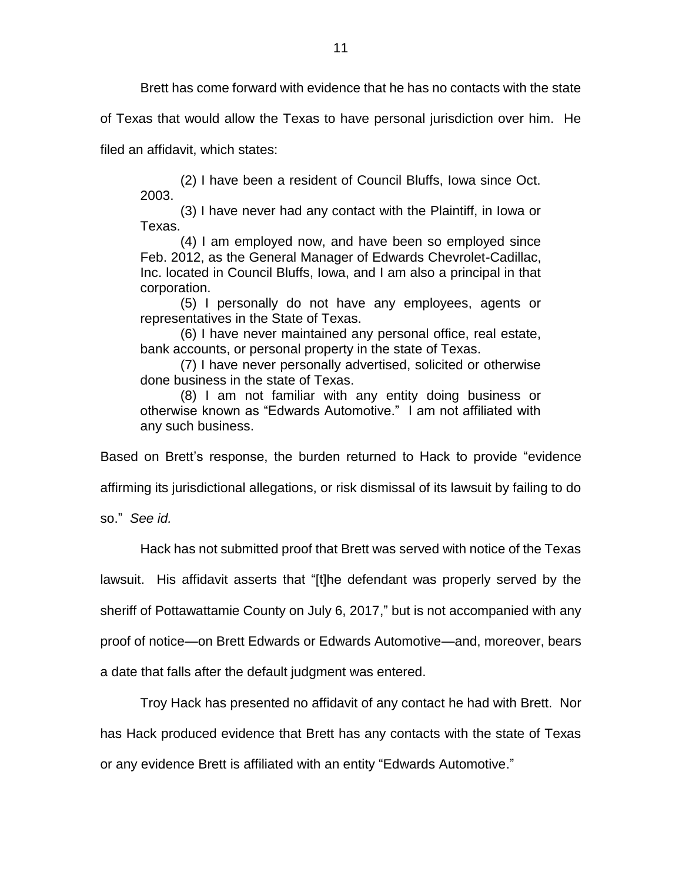Brett has come forward with evidence that he has no contacts with the state of Texas that would allow the Texas to have personal jurisdiction over him. He filed an affidavit, which states:

> (2) I have been a resident of Council Bluffs, Iowa since Oct. 2003.
>
> (3) I have never had any contact with the Plaintiff, in Iowa or Texas.
>
> (4) I am employed now, and have been so employed since Feb. 2012, as the General Manager of Edwards Chevrolet-Cadillac, Inc. located in Council Bluffs, Iowa, and I am also a principal in that corporation.
>
> (5) I personally do not have any employees, agents or representatives in the State of Texas.
>
> (6) I have never maintained any personal office, real estate, bank accounts, or personal property in the state of Texas.
>
> (7) I have never personally advertised, solicited or otherwise done business in the state of Texas.
>
> (8) I am not familiar with any entity doing business or otherwise known as "Edwards Automotive." I am not affiliated with any such business.

Based on Brett's response, the burden returned to Hack to provide "evidence affirming its jurisdictional allegations, or risk dismissal of its lawsuit by failing to do so." *See id.*

Hack has not submitted proof that Brett was served with notice of the Texas lawsuit. His affidavit asserts that "[t]he defendant was properly served by the sheriff of Pottawattamie County on July 6, 2017," but is not accompanied with any proof of notice—on Brett Edwards or Edwards Automotive—and, moreover, bears a date that falls after the default judgment was entered.

Troy Hack has presented no affidavit of any contact he had with Brett. Nor has Hack produced evidence that Brett has any contacts with the state of Texas or any evidence Brett is affiliated with an entity "Edwards Automotive."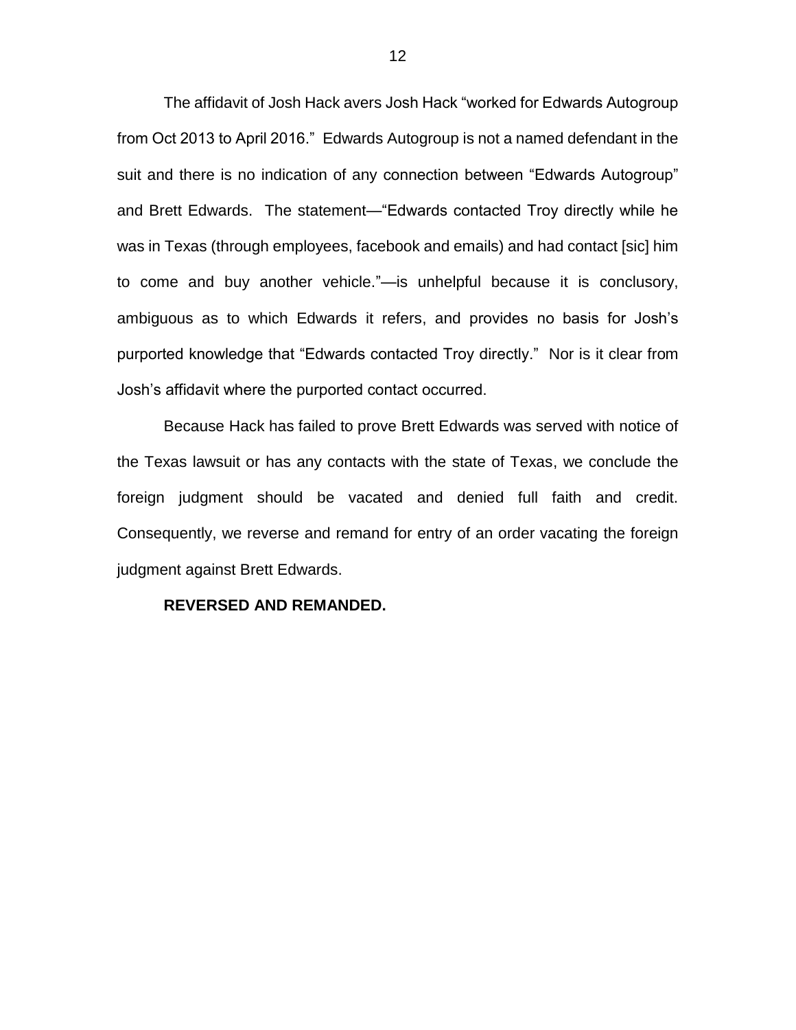The affidavit of Josh Hack avers Josh Hack "worked for Edwards Autogroup from Oct 2013 to April 2016." Edwards Autogroup is not a named defendant in the suit and there is no indication of any connection between "Edwards Autogroup" and Brett Edwards. The statement—"Edwards contacted Troy directly while he was in Texas (through employees, facebook and emails) and had contact [sic] him to come and buy another vehicle."—is unhelpful because it is conclusory, ambiguous as to which Edwards it refers, and provides no basis for Josh's purported knowledge that "Edwards contacted Troy directly." Nor is it clear from Josh's affidavit where the purported contact occurred.

Because Hack has failed to prove Brett Edwards was served with notice of the Texas lawsuit or has any contacts with the state of Texas, we conclude the foreign judgment should be vacated and denied full faith and credit. Consequently, we reverse and remand for entry of an order vacating the foreign judgment against Brett Edwards.

**REVERSED AND REMANDED.**